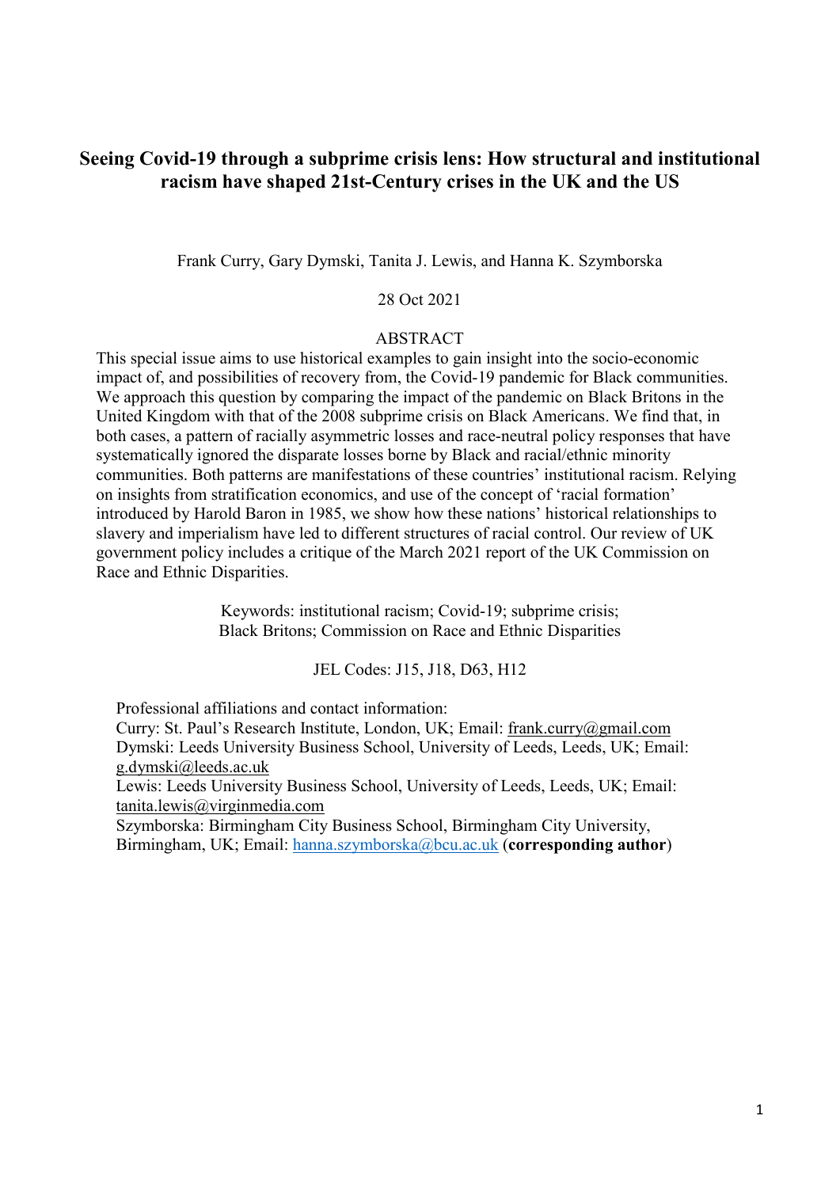# Seeing Covid-19 through a subprime crisis lens: How structural and institutional racism have shaped 21st-Century crises in the UK and the US

Frank Curry, Gary Dymski, Tanita J. Lewis, and Hanna K. Szymborska

28 Oct 2021

## ABSTRACT

This special issue aims to use historical examples to gain insight into the socio-economic impact of, and possibilities of recovery from, the Covid-19 pandemic for Black communities. We approach this question by comparing the impact of the pandemic on Black Britons in the United Kingdom with that of the 2008 subprime crisis on Black Americans. We find that, in both cases, a pattern of racially asymmetric losses and race-neutral policy responses that have systematically ignored the disparate losses borne by Black and racial/ethnic minority communities. Both patterns are manifestations of these countries' institutional racism. Relying on insights from stratification economics, and use of the concept of 'racial formation' introduced by Harold Baron in 1985, we show how these nations' historical relationships to slavery and imperialism have led to different structures of racial control. Our review of UK government policy includes a critique of the March 2021 report of the UK Commission on Race and Ethnic Disparities.

Keywords: institutional racism; Covid-19; subprime crisis; Black Britons; Commission on Race and Ethnic Disparities

JEL Codes: J15, J18, D63, H12

Professional affiliations and contact information:
Curry: St. Paul's Research Institute, London, UK; Email: frank.curry@gmail.com
Dymski: Leeds University Business School, University of Leeds, Leeds, UK; Email: g.dymski@leeds.ac.uk
Lewis: Leeds University Business School, University of Leeds, Leeds, UK; Email: tanita.lewis@virginmedia.com
Szymborska: Birmingham City Business School, Birmingham City University, Birmingham, UK; Email: hanna.szymborska@bcu.ac.uk (**corresponding author**)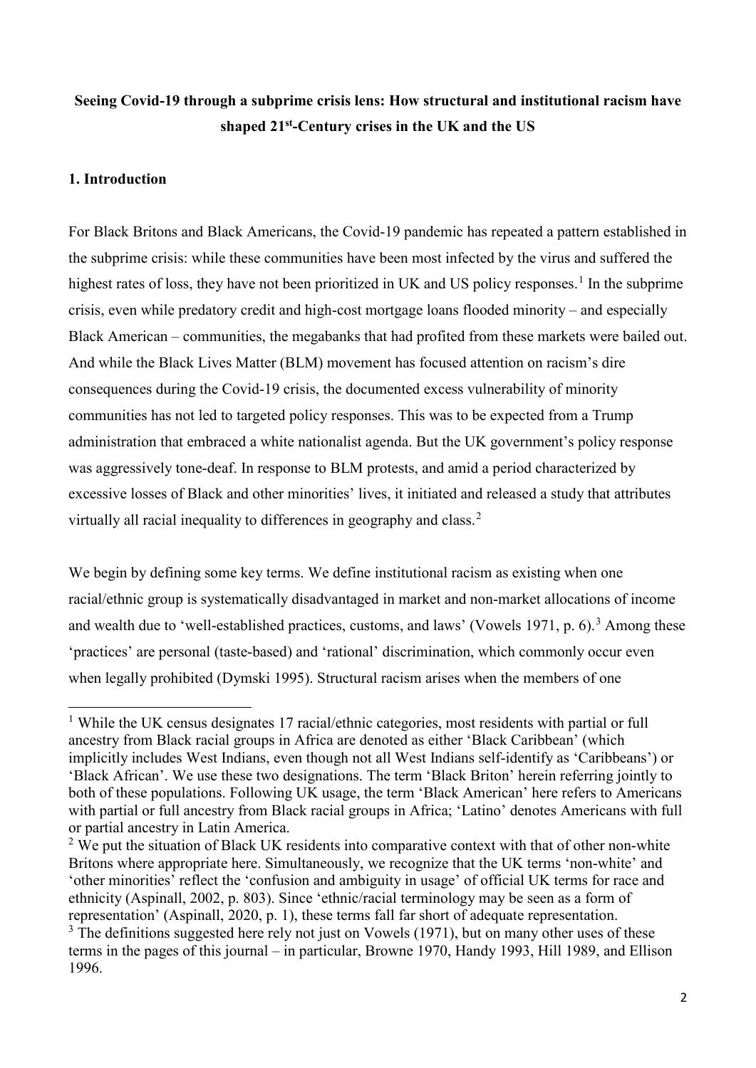**Seeing Covid-19 through a subprime crisis lens: How structural and institutional racism have shaped 21st-Century crises in the UK and the US**

## 1. Introduction

For Black Britons and Black Americans, the Covid-19 pandemic has repeated a pattern established in the subprime crisis: while these communities have been most infected by the virus and suffered the highest rates of loss, they have not been prioritized in UK and US policy responses.[1] In the subprime crisis, even while predatory credit and high-cost mortgage loans flooded minority – and especially Black American – communities, the megabanks that had profited from these markets were bailed out. And while the Black Lives Matter (BLM) movement has focused attention on racism's dire consequences during the Covid-19 crisis, the documented excess vulnerability of minority communities has not led to targeted policy responses. This was to be expected from a Trump administration that embraced a white nationalist agenda. But the UK government's policy response was aggressively tone-deaf. In response to BLM protests, and amid a period characterized by excessive losses of Black and other minorities' lives, it initiated and released a study that attributes virtually all racial inequality to differences in geography and class.[2]

We begin by defining some key terms. We define institutional racism as existing when one racial/ethnic group is systematically disadvantaged in market and non-market allocations of income and wealth due to 'well-established practices, customs, and laws' (Vowels 1971, p. 6).[3] Among these 'practices' are personal (taste-based) and 'rational' discrimination, which commonly occur even when legally prohibited (Dymski 1995). Structural racism arises when the members of one

---

[1] While the UK census designates 17 racial/ethnic categories, most residents with partial or full ancestry from Black racial groups in Africa are denoted as either 'Black Caribbean' (which implicitly includes West Indians, even though not all West Indians self-identify as 'Caribbeans') or 'Black African'. We use these two designations. The term 'Black Briton' herein referring jointly to both of these populations. Following UK usage, the term 'Black American' here refers to Americans with partial or full ancestry from Black racial groups in Africa; 'Latino' denotes Americans with full or partial ancestry in Latin America.

[2] We put the situation of Black UK residents into comparative context with that of other non-white Britons where appropriate here. Simultaneously, we recognize that the UK terms 'non-white' and 'other minorities' reflect the 'confusion and ambiguity in usage' of official UK terms for race and ethnicity (Aspinall, 2002, p. 803). Since 'ethnic/racial terminology may be seen as a form of representation' (Aspinall, 2020, p. 1), these terms fall far short of adequate representation.

[3] The definitions suggested here rely not just on Vowels (1971), but on many other uses of these terms in the pages of this journal – in particular, Browne 1970, Handy 1993, Hill 1989, and Ellison 1996.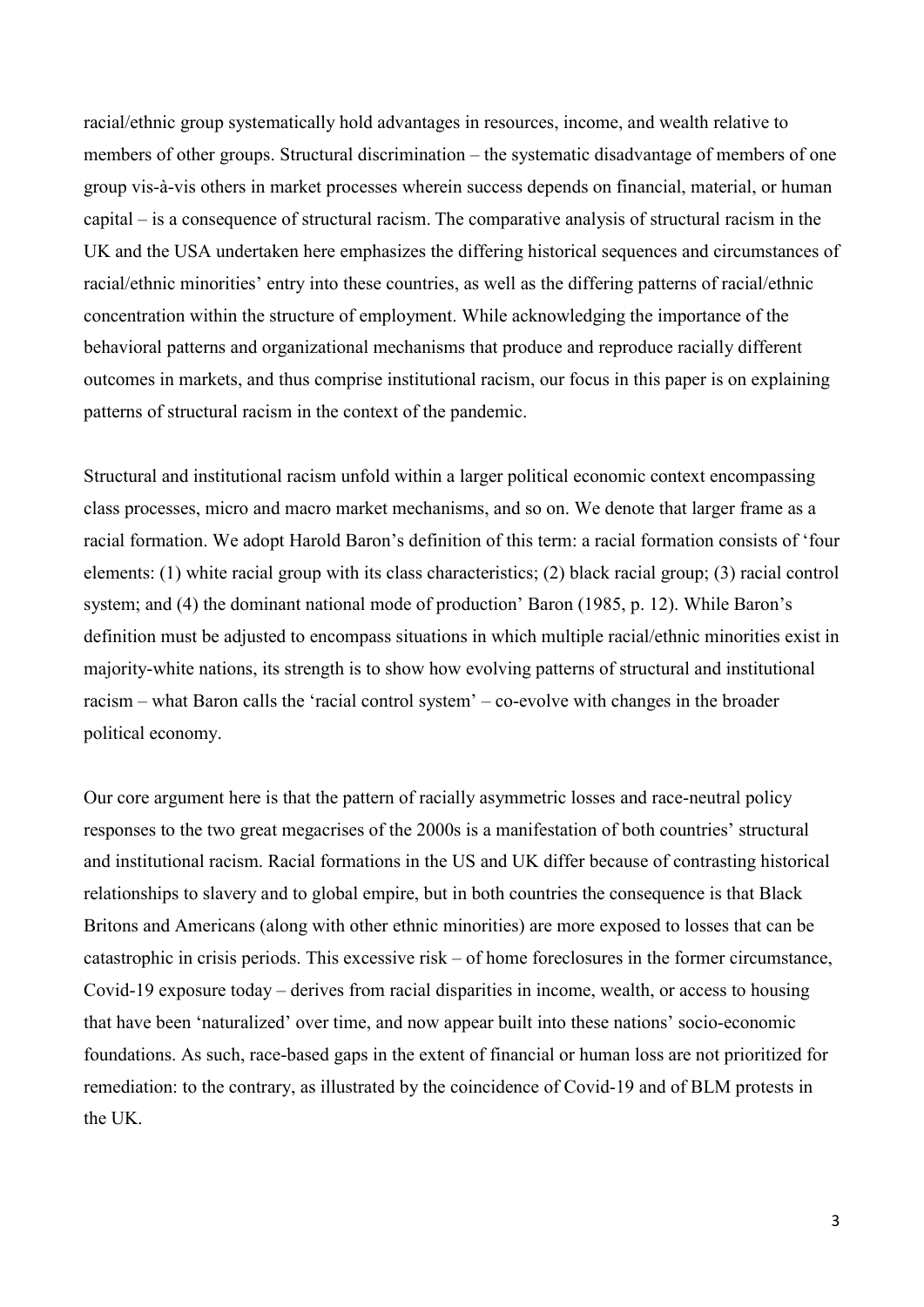racial/ethnic group systematically hold advantages in resources, income, and wealth relative to members of other groups. Structural discrimination – the systematic disadvantage of members of one group vis-à-vis others in market processes wherein success depends on financial, material, or human capital – is a consequence of structural racism. The comparative analysis of structural racism in the UK and the USA undertaken here emphasizes the differing historical sequences and circumstances of racial/ethnic minorities' entry into these countries, as well as the differing patterns of racial/ethnic concentration within the structure of employment. While acknowledging the importance of the behavioral patterns and organizational mechanisms that produce and reproduce racially different outcomes in markets, and thus comprise institutional racism, our focus in this paper is on explaining patterns of structural racism in the context of the pandemic.

Structural and institutional racism unfold within a larger political economic context encompassing class processes, micro and macro market mechanisms, and so on. We denote that larger frame as a racial formation. We adopt Harold Baron's definition of this term: a racial formation consists of 'four elements: (1) white racial group with its class characteristics; (2) black racial group; (3) racial control system; and (4) the dominant national mode of production' Baron (1985, p. 12). While Baron's definition must be adjusted to encompass situations in which multiple racial/ethnic minorities exist in majority-white nations, its strength is to show how evolving patterns of structural and institutional racism – what Baron calls the 'racial control system' – co-evolve with changes in the broader political economy.

Our core argument here is that the pattern of racially asymmetric losses and race-neutral policy responses to the two great megacrises of the 2000s is a manifestation of both countries' structural and institutional racism. Racial formations in the US and UK differ because of contrasting historical relationships to slavery and to global empire, but in both countries the consequence is that Black Britons and Americans (along with other ethnic minorities) are more exposed to losses that can be catastrophic in crisis periods. This excessive risk – of home foreclosures in the former circumstance, Covid-19 exposure today – derives from racial disparities in income, wealth, or access to housing that have been 'naturalized' over time, and now appear built into these nations' socio-economic foundations. As such, race-based gaps in the extent of financial or human loss are not prioritized for remediation: to the contrary, as illustrated by the coincidence of Covid-19 and of BLM protests in the UK.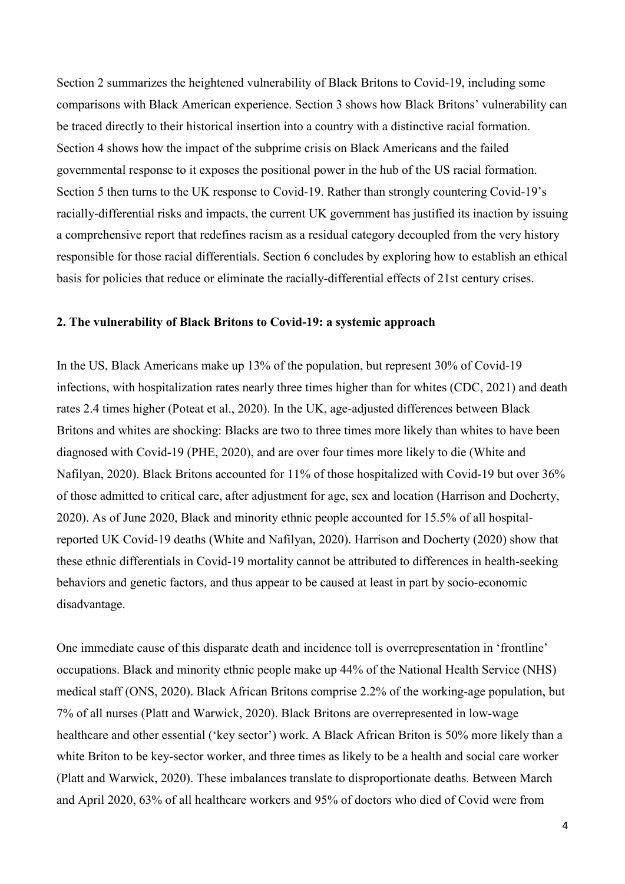Section 2 summarizes the heightened vulnerability of Black Britons to Covid-19, including some comparisons with Black American experience. Section 3 shows how Black Britons' vulnerability can be traced directly to their historical insertion into a country with a distinctive racial formation. Section 4 shows how the impact of the subprime crisis on Black Americans and the failed governmental response to it exposes the positional power in the hub of the US racial formation. Section 5 then turns to the UK response to Covid-19. Rather than strongly countering Covid-19's racially-differential risks and impacts, the current UK government has justified its inaction by issuing a comprehensive report that redefines racism as a residual category decoupled from the very history responsible for those racial differentials. Section 6 concludes by exploring how to establish an ethical basis for policies that reduce or eliminate the racially-differential effects of 21st century crises.

## 2. The vulnerability of Black Britons to Covid-19: a systemic approach

In the US, Black Americans make up 13% of the population, but represent 30% of Covid-19 infections, with hospitalization rates nearly three times higher than for whites (CDC, 2021) and death rates 2.4 times higher (Poteat et al., 2020). In the UK, age-adjusted differences between Black Britons and whites are shocking: Blacks are two to three times more likely than whites to have been diagnosed with Covid-19 (PHE, 2020), and are over four times more likely to die (White and Nafilyan, 2020). Black Britons accounted for 11% of those hospitalized with Covid-19 but over 36% of those admitted to critical care, after adjustment for age, sex and location (Harrison and Docherty, 2020). As of June 2020, Black and minority ethnic people accounted for 15.5% of all hospital-reported UK Covid-19 deaths (White and Nafilyan, 2020). Harrison and Docherty (2020) show that these ethnic differentials in Covid-19 mortality cannot be attributed to differences in health-seeking behaviors and genetic factors, and thus appear to be caused at least in part by socio-economic disadvantage.

One immediate cause of this disparate death and incidence toll is overrepresentation in 'frontline' occupations. Black and minority ethnic people make up 44% of the National Health Service (NHS) medical staff (ONS, 2020). Black African Britons comprise 2.2% of the working-age population, but 7% of all nurses (Platt and Warwick, 2020). Black Britons are overrepresented in low-wage healthcare and other essential ('key sector') work. A Black African Briton is 50% more likely than a white Briton to be key-sector worker, and three times as likely to be a health and social care worker (Platt and Warwick, 2020). These imbalances translate to disproportionate deaths. Between March and April 2020, 63% of all healthcare workers and 95% of doctors who died of Covid were from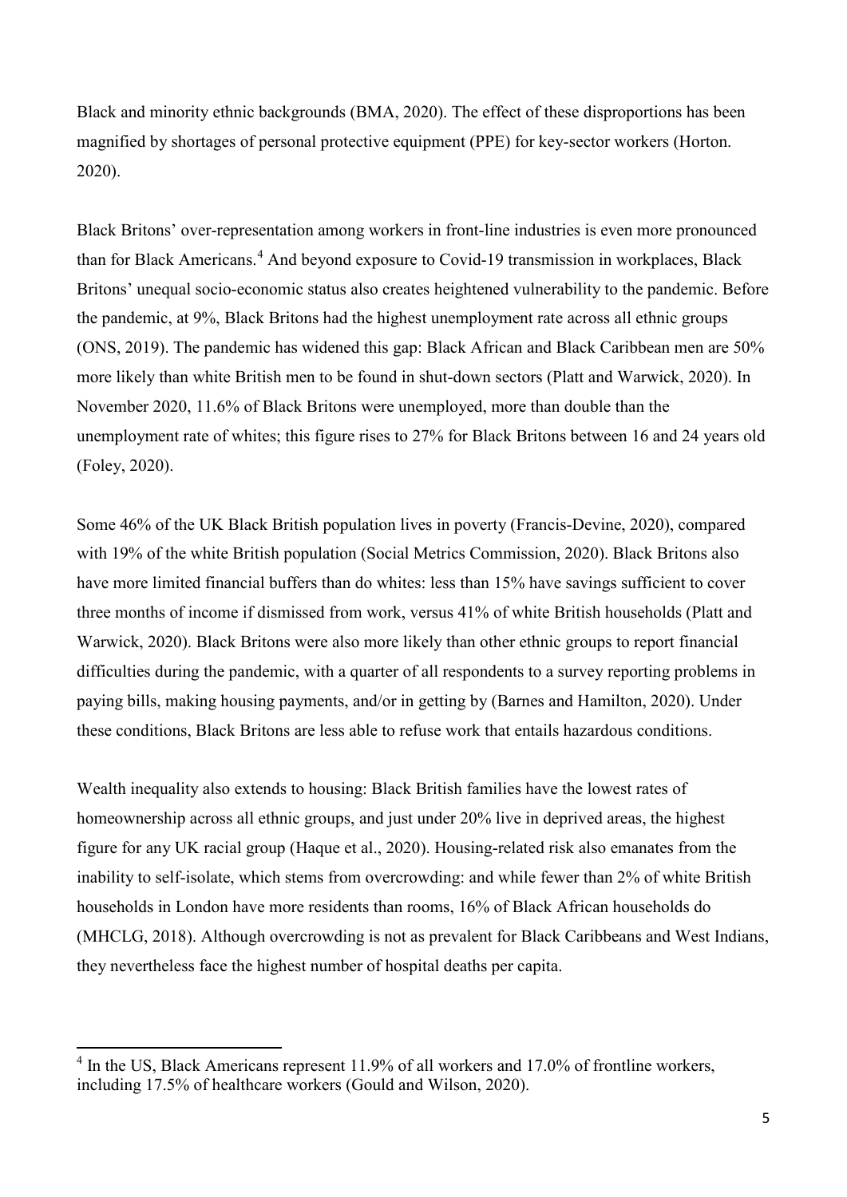Black and minority ethnic backgrounds (BMA, 2020). The effect of these disproportions has been magnified by shortages of personal protective equipment (PPE) for key-sector workers (Horton. 2020).

Black Britons' over-representation among workers in front-line industries is even more pronounced than for Black Americans.[4] And beyond exposure to Covid-19 transmission in workplaces, Black Britons' unequal socio-economic status also creates heightened vulnerability to the pandemic. Before the pandemic, at 9%, Black Britons had the highest unemployment rate across all ethnic groups (ONS, 2019). The pandemic has widened this gap: Black African and Black Caribbean men are 50% more likely than white British men to be found in shut-down sectors (Platt and Warwick, 2020). In November 2020, 11.6% of Black Britons were unemployed, more than double than the unemployment rate of whites; this figure rises to 27% for Black Britons between 16 and 24 years old (Foley, 2020).

Some 46% of the UK Black British population lives in poverty (Francis-Devine, 2020), compared with 19% of the white British population (Social Metrics Commission, 2020). Black Britons also have more limited financial buffers than do whites: less than 15% have savings sufficient to cover three months of income if dismissed from work, versus 41% of white British households (Platt and Warwick, 2020). Black Britons were also more likely than other ethnic groups to report financial difficulties during the pandemic, with a quarter of all respondents to a survey reporting problems in paying bills, making housing payments, and/or in getting by (Barnes and Hamilton, 2020). Under these conditions, Black Britons are less able to refuse work that entails hazardous conditions.

Wealth inequality also extends to housing: Black British families have the lowest rates of homeownership across all ethnic groups, and just under 20% live in deprived areas, the highest figure for any UK racial group (Haque et al., 2020). Housing-related risk also emanates from the inability to self-isolate, which stems from overcrowding: and while fewer than 2% of white British households in London have more residents than rooms, 16% of Black African households do (MHCLG, 2018). Although overcrowding is not as prevalent for Black Caribbeans and West Indians, they nevertheless face the highest number of hospital deaths per capita.

[4] In the US, Black Americans represent 11.9% of all workers and 17.0% of frontline workers, including 17.5% of healthcare workers (Gould and Wilson, 2020).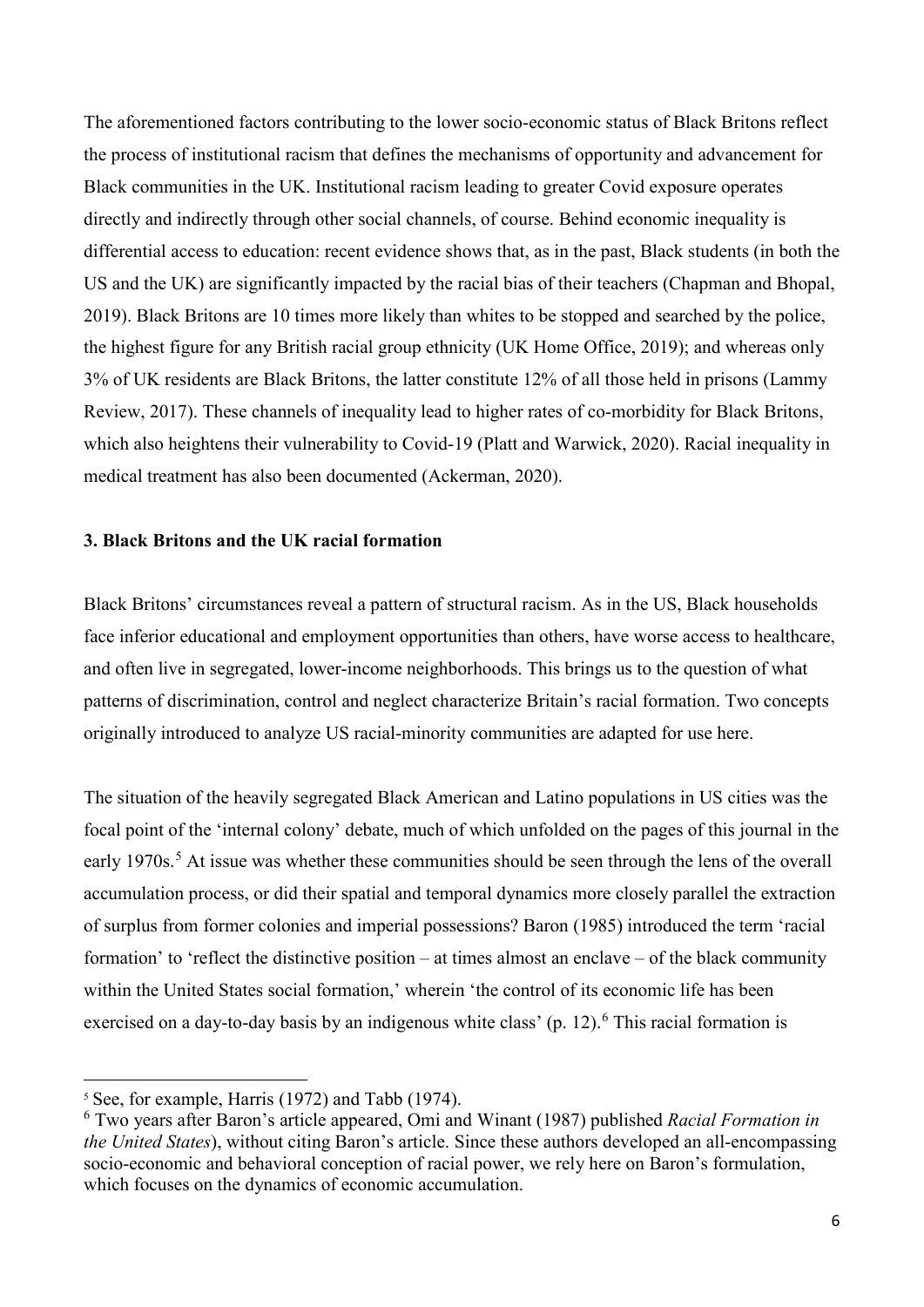The aforementioned factors contributing to the lower socio-economic status of Black Britons reflect the process of institutional racism that defines the mechanisms of opportunity and advancement for Black communities in the UK. Institutional racism leading to greater Covid exposure operates directly and indirectly through other social channels, of course. Behind economic inequality is differential access to education: recent evidence shows that, as in the past, Black students (in both the US and the UK) are significantly impacted by the racial bias of their teachers (Chapman and Bhopal, 2019). Black Britons are 10 times more likely than whites to be stopped and searched by the police, the highest figure for any British racial group ethnicity (UK Home Office, 2019); and whereas only 3% of UK residents are Black Britons, the latter constitute 12% of all those held in prisons (Lammy Review, 2017). These channels of inequality lead to higher rates of co-morbidity for Black Britons, which also heightens their vulnerability to Covid-19 (Platt and Warwick, 2020). Racial inequality in medical treatment has also been documented (Ackerman, 2020).

### 3. Black Britons and the UK racial formation

Black Britons' circumstances reveal a pattern of structural racism. As in the US, Black households face inferior educational and employment opportunities than others, have worse access to healthcare, and often live in segregated, lower-income neighborhoods. This brings us to the question of what patterns of discrimination, control and neglect characterize Britain's racial formation. Two concepts originally introduced to analyze US racial-minority communities are adapted for use here.

The situation of the heavily segregated Black American and Latino populations in US cities was the focal point of the 'internal colony' debate, much of which unfolded on the pages of this journal in the early 1970s.[5] At issue was whether these communities should be seen through the lens of the overall accumulation process, or did their spatial and temporal dynamics more closely parallel the extraction of surplus from former colonies and imperial possessions? Baron (1985) introduced the term 'racial formation' to 'reflect the distinctive position – at times almost an enclave – of the black community within the United States social formation,' wherein 'the control of its economic life has been exercised on a day-to-day basis by an indigenous white class' (p. 12).[6] This racial formation is

[5] See, for example, Harris (1972) and Tabb (1974).

[6] Two years after Baron's article appeared, Omi and Winant (1987) published *Racial Formation in the United States*), without citing Baron's article. Since these authors developed an all-encompassing socio-economic and behavioral conception of racial power, we rely here on Baron's formulation, which focuses on the dynamics of economic accumulation.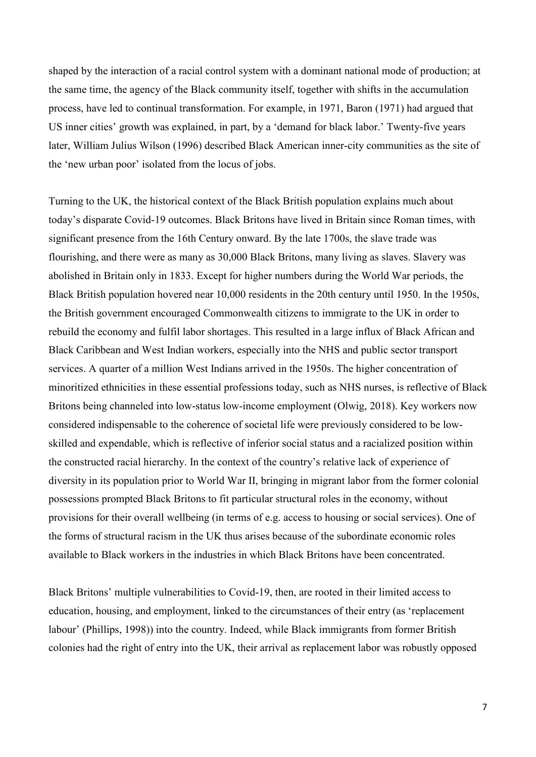shaped by the interaction of a racial control system with a dominant national mode of production; at the same time, the agency of the Black community itself, together with shifts in the accumulation process, have led to continual transformation. For example, in 1971, Baron (1971) had argued that US inner cities' growth was explained, in part, by a 'demand for black labor.' Twenty-five years later, William Julius Wilson (1996) described Black American inner-city communities as the site of the 'new urban poor' isolated from the locus of jobs.

Turning to the UK, the historical context of the Black British population explains much about today's disparate Covid-19 outcomes. Black Britons have lived in Britain since Roman times, with significant presence from the 16th Century onward. By the late 1700s, the slave trade was flourishing, and there were as many as 30,000 Black Britons, many living as slaves. Slavery was abolished in Britain only in 1833. Except for higher numbers during the World War periods, the Black British population hovered near 10,000 residents in the 20th century until 1950. In the 1950s, the British government encouraged Commonwealth citizens to immigrate to the UK in order to rebuild the economy and fulfil labor shortages. This resulted in a large influx of Black African and Black Caribbean and West Indian workers, especially into the NHS and public sector transport services. A quarter of a million West Indians arrived in the 1950s. The higher concentration of minoritized ethnicities in these essential professions today, such as NHS nurses, is reflective of Black Britons being channeled into low-status low-income employment (Olwig, 2018). Key workers now considered indispensable to the coherence of societal life were previously considered to be low-skilled and expendable, which is reflective of inferior social status and a racialized position within the constructed racial hierarchy. In the context of the country's relative lack of experience of diversity in its population prior to World War II, bringing in migrant labor from the former colonial possessions prompted Black Britons to fit particular structural roles in the economy, without provisions for their overall wellbeing (in terms of e.g. access to housing or social services). One of the forms of structural racism in the UK thus arises because of the subordinate economic roles available to Black workers in the industries in which Black Britons have been concentrated.

Black Britons' multiple vulnerabilities to Covid-19, then, are rooted in their limited access to education, housing, and employment, linked to the circumstances of their entry (as 'replacement labour' (Phillips, 1998)) into the country. Indeed, while Black immigrants from former British colonies had the right of entry into the UK, their arrival as replacement labor was robustly opposed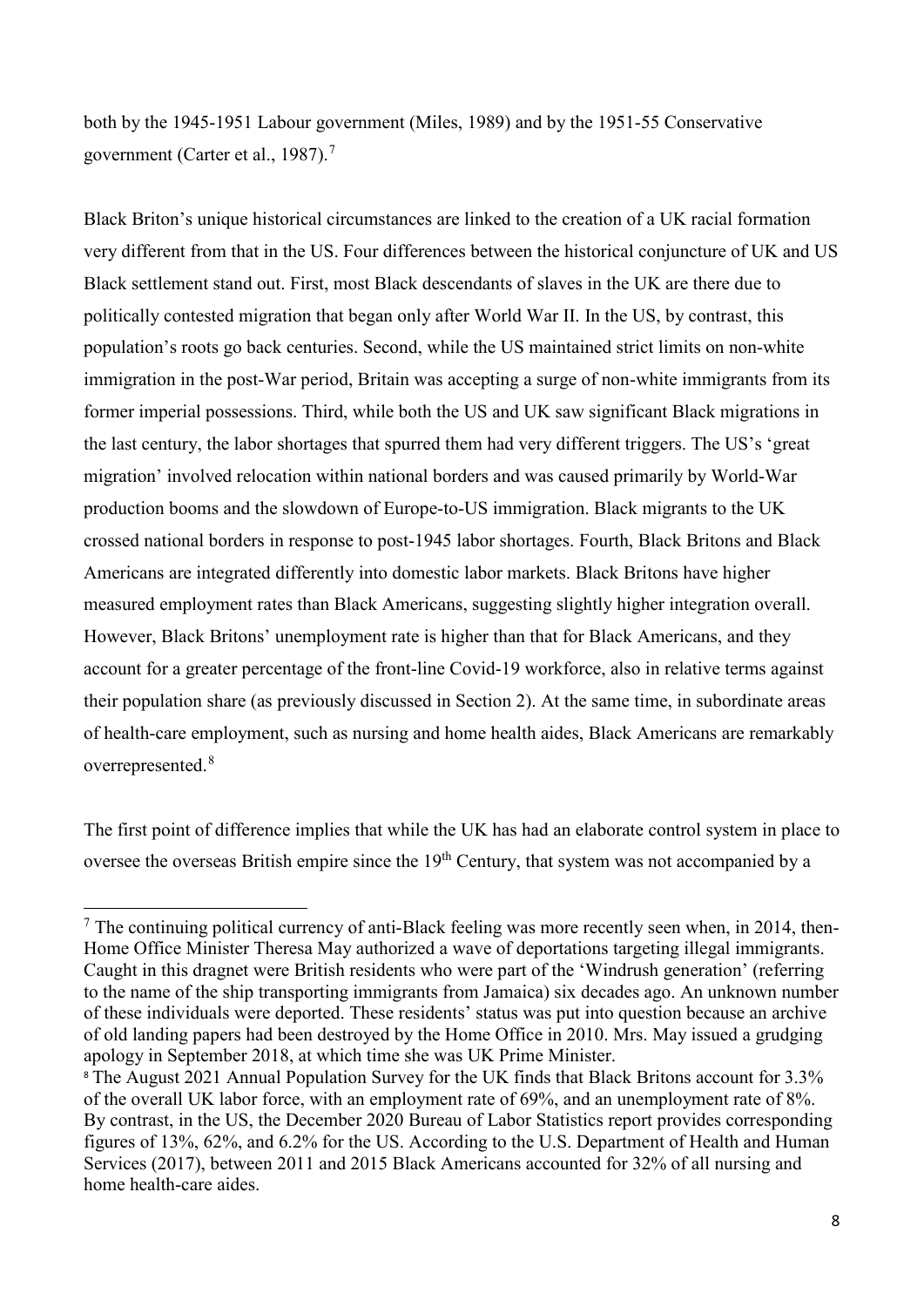both by the 1945-1951 Labour government (Miles, 1989) and by the 1951-55 Conservative government (Carter et al., 1987).[7]

Black Briton's unique historical circumstances are linked to the creation of a UK racial formation very different from that in the US. Four differences between the historical conjuncture of UK and US Black settlement stand out. First, most Black descendants of slaves in the UK are there due to politically contested migration that began only after World War II. In the US, by contrast, this population's roots go back centuries. Second, while the US maintained strict limits on non-white immigration in the post-War period, Britain was accepting a surge of non-white immigrants from its former imperial possessions. Third, while both the US and UK saw significant Black migrations in the last century, the labor shortages that spurred them had very different triggers. The US's 'great migration' involved relocation within national borders and was caused primarily by World-War production booms and the slowdown of Europe-to-US immigration. Black migrants to the UK crossed national borders in response to post-1945 labor shortages. Fourth, Black Britons and Black Americans are integrated differently into domestic labor markets. Black Britons have higher measured employment rates than Black Americans, suggesting slightly higher integration overall. However, Black Britons' unemployment rate is higher than that for Black Americans, and they account for a greater percentage of the front-line Covid-19 workforce, also in relative terms against their population share (as previously discussed in Section 2). At the same time, in subordinate areas of health-care employment, such as nursing and home health aides, Black Americans are remarkably overrepresented.[8]

The first point of difference implies that while the UK has had an elaborate control system in place to oversee the overseas British empire since the 19th Century, that system was not accompanied by a

---

[7] The continuing political currency of anti-Black feeling was more recently seen when, in 2014, then-Home Office Minister Theresa May authorized a wave of deportations targeting illegal immigrants. Caught in this dragnet were British residents who were part of the 'Windrush generation' (referring to the name of the ship transporting immigrants from Jamaica) six decades ago. An unknown number of these individuals were deported. These residents' status was put into question because an archive of old landing papers had been destroyed by the Home Office in 2010. Mrs. May issued a grudging apology in September 2018, at which time she was UK Prime Minister.

[8] The August 2021 Annual Population Survey for the UK finds that Black Britons account for 3.3% of the overall UK labor force, with an employment rate of 69%, and an unemployment rate of 8%. By contrast, in the US, the December 2020 Bureau of Labor Statistics report provides corresponding figures of 13%, 62%, and 6.2% for the US. According to the U.S. Department of Health and Human Services (2017), between 2011 and 2015 Black Americans accounted for 32% of all nursing and home health-care aides.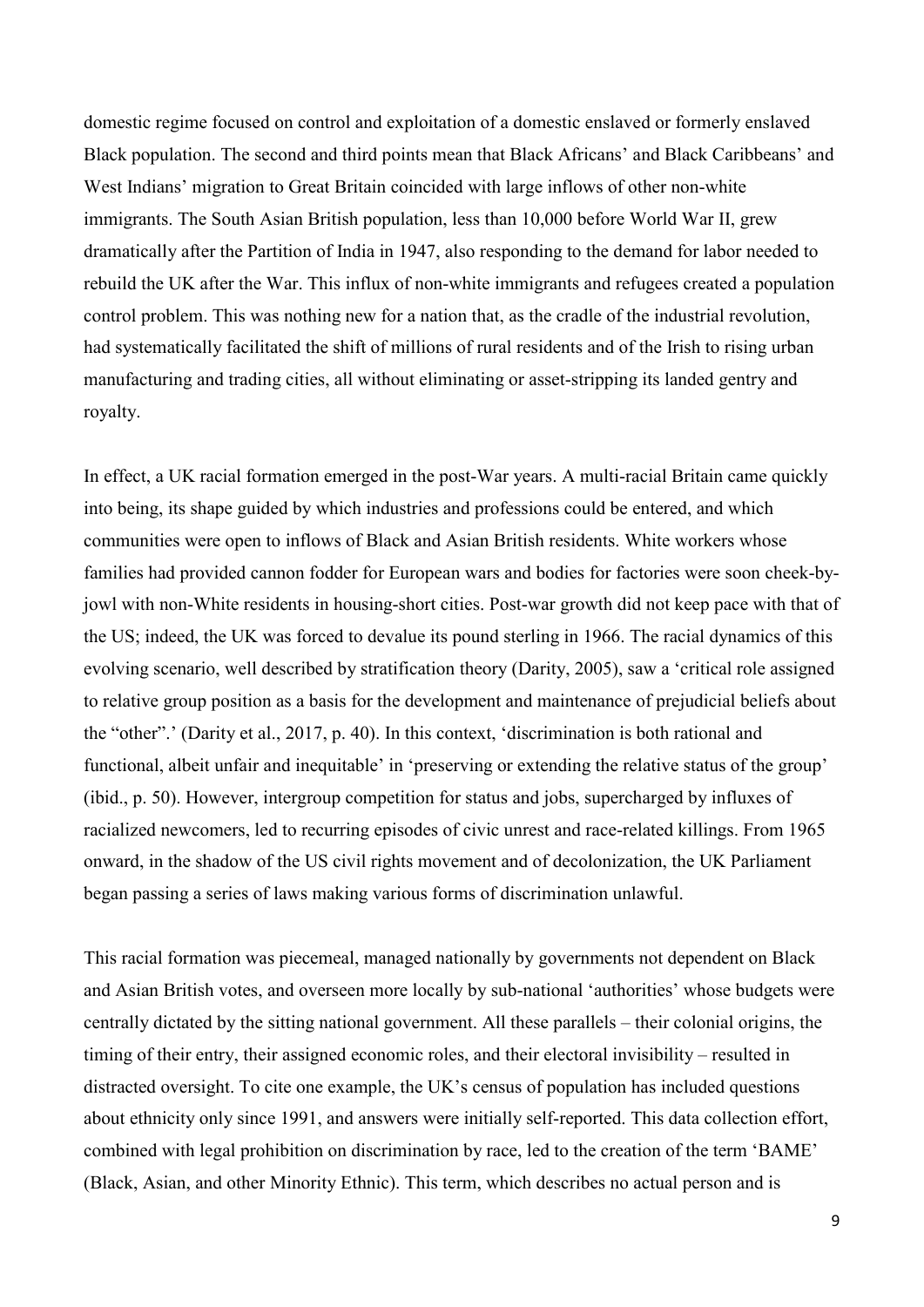domestic regime focused on control and exploitation of a domestic enslaved or formerly enslaved Black population. The second and third points mean that Black Africans' and Black Caribbeans' and West Indians' migration to Great Britain coincided with large inflows of other non-white immigrants. The South Asian British population, less than 10,000 before World War II, grew dramatically after the Partition of India in 1947, also responding to the demand for labor needed to rebuild the UK after the War. This influx of non-white immigrants and refugees created a population control problem. This was nothing new for a nation that, as the cradle of the industrial revolution, had systematically facilitated the shift of millions of rural residents and of the Irish to rising urban manufacturing and trading cities, all without eliminating or asset-stripping its landed gentry and royalty.

In effect, a UK racial formation emerged in the post-War years. A multi-racial Britain came quickly into being, its shape guided by which industries and professions could be entered, and which communities were open to inflows of Black and Asian British residents. White workers whose families had provided cannon fodder for European wars and bodies for factories were soon cheek-by-jowl with non-White residents in housing-short cities. Post-war growth did not keep pace with that of the US; indeed, the UK was forced to devalue its pound sterling in 1966. The racial dynamics of this evolving scenario, well described by stratification theory (Darity, 2005), saw a 'critical role assigned to relative group position as a basis for the development and maintenance of prejudicial beliefs about the "other".' (Darity et al., 2017, p. 40). In this context, 'discrimination is both rational and functional, albeit unfair and inequitable' in 'preserving or extending the relative status of the group' (ibid., p. 50). However, intergroup competition for status and jobs, supercharged by influxes of racialized newcomers, led to recurring episodes of civic unrest and race-related killings. From 1965 onward, in the shadow of the US civil rights movement and of decolonization, the UK Parliament began passing a series of laws making various forms of discrimination unlawful.

This racial formation was piecemeal, managed nationally by governments not dependent on Black and Asian British votes, and overseen more locally by sub-national 'authorities' whose budgets were centrally dictated by the sitting national government. All these parallels – their colonial origins, the timing of their entry, their assigned economic roles, and their electoral invisibility – resulted in distracted oversight. To cite one example, the UK's census of population has included questions about ethnicity only since 1991, and answers were initially self-reported. This data collection effort, combined with legal prohibition on discrimination by race, led to the creation of the term 'BAME' (Black, Asian, and other Minority Ethnic). This term, which describes no actual person and is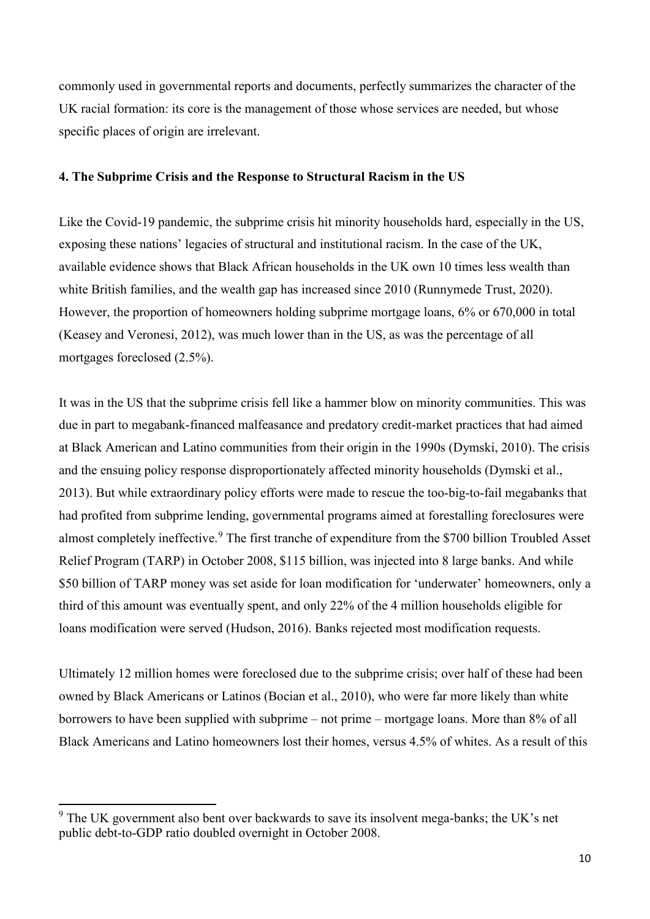commonly used in governmental reports and documents, perfectly summarizes the character of the UK racial formation: its core is the management of those whose services are needed, but whose specific places of origin are irrelevant.

### 4. The Subprime Crisis and the Response to Structural Racism in the US

Like the Covid-19 pandemic, the subprime crisis hit minority households hard, especially in the US, exposing these nations' legacies of structural and institutional racism. In the case of the UK, available evidence shows that Black African households in the UK own 10 times less wealth than white British families, and the wealth gap has increased since 2010 (Runnymede Trust, 2020). However, the proportion of homeowners holding subprime mortgage loans, 6% or 670,000 in total (Keasey and Veronesi, 2012), was much lower than in the US, as was the percentage of all mortgages foreclosed (2.5%).

It was in the US that the subprime crisis fell like a hammer blow on minority communities. This was due in part to megabank-financed malfeasance and predatory credit-market practices that had aimed at Black American and Latino communities from their origin in the 1990s (Dymski, 2010). The crisis and the ensuing policy response disproportionately affected minority households (Dymski et al., 2013). But while extraordinary policy efforts were made to rescue the too-big-to-fail megabanks that had profited from subprime lending, governmental programs aimed at forestalling foreclosures were almost completely ineffective.[9] The first tranche of expenditure from the $700 billion Troubled Asset Relief Program (TARP) in October 2008, $115 billion, was injected into 8 large banks. And while $50 billion of TARP money was set aside for loan modification for 'underwater' homeowners, only a third of this amount was eventually spent, and only 22% of the 4 million households eligible for loans modification were served (Hudson, 2016). Banks rejected most modification requests.

Ultimately 12 million homes were foreclosed due to the subprime crisis; over half of these had been owned by Black Americans or Latinos (Bocian et al., 2010), who were far more likely than white borrowers to have been supplied with subprime – not prime – mortgage loans. More than 8% of all Black Americans and Latino homeowners lost their homes, versus 4.5% of whites. As a result of this

[9] The UK government also bent over backwards to save its insolvent mega-banks; the UK's net public debt-to-GDP ratio doubled overnight in October 2008.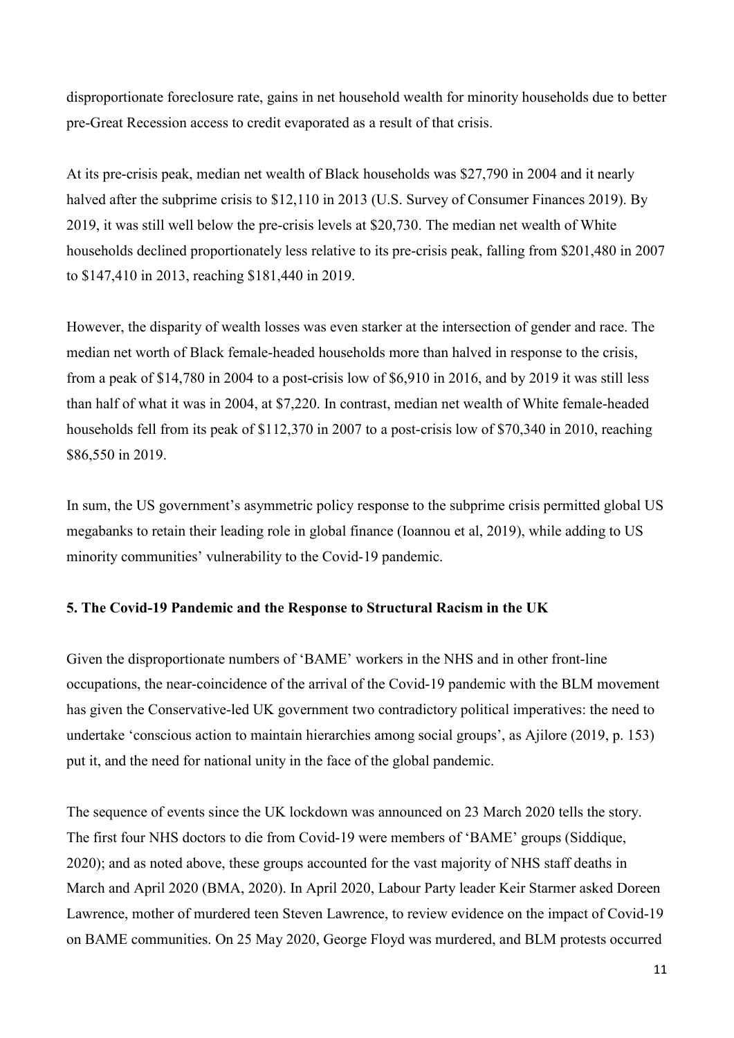disproportionate foreclosure rate, gains in net household wealth for minority households due to better pre-Great Recession access to credit evaporated as a result of that crisis.

At its pre-crisis peak, median net wealth of Black households was $27,790 in 2004 and it nearly halved after the subprime crisis to $12,110 in 2013 (U.S. Survey of Consumer Finances 2019). By 2019, it was still well below the pre-crisis levels at $20,730. The median net wealth of White households declined proportionately less relative to its pre-crisis peak, falling from $201,480 in 2007 to $147,410 in 2013, reaching $181,440 in 2019.

However, the disparity of wealth losses was even starker at the intersection of gender and race. The median net worth of Black female-headed households more than halved in response to the crisis, from a peak of $14,780 in 2004 to a post-crisis low of $6,910 in 2016, and by 2019 it was still less than half of what it was in 2004, at $7,220. In contrast, median net wealth of White female-headed households fell from its peak of $112,370 in 2007 to a post-crisis low of $70,340 in 2010, reaching $86,550 in 2019.

In sum, the US government's asymmetric policy response to the subprime crisis permitted global US megabanks to retain their leading role in global finance (Ioannou et al, 2019), while adding to US minority communities' vulnerability to the Covid-19 pandemic.

## 5. The Covid-19 Pandemic and the Response to Structural Racism in the UK

Given the disproportionate numbers of 'BAME' workers in the NHS and in other front-line occupations, the near-coincidence of the arrival of the Covid-19 pandemic with the BLM movement has given the Conservative-led UK government two contradictory political imperatives: the need to undertake 'conscious action to maintain hierarchies among social groups', as Ajilore (2019, p. 153) put it, and the need for national unity in the face of the global pandemic.

The sequence of events since the UK lockdown was announced on 23 March 2020 tells the story. The first four NHS doctors to die from Covid-19 were members of 'BAME' groups (Siddique, 2020); and as noted above, these groups accounted for the vast majority of NHS staff deaths in March and April 2020 (BMA, 2020). In April 2020, Labour Party leader Keir Starmer asked Doreen Lawrence, mother of murdered teen Steven Lawrence, to review evidence on the impact of Covid-19 on BAME communities. On 25 May 2020, George Floyd was murdered, and BLM protests occurred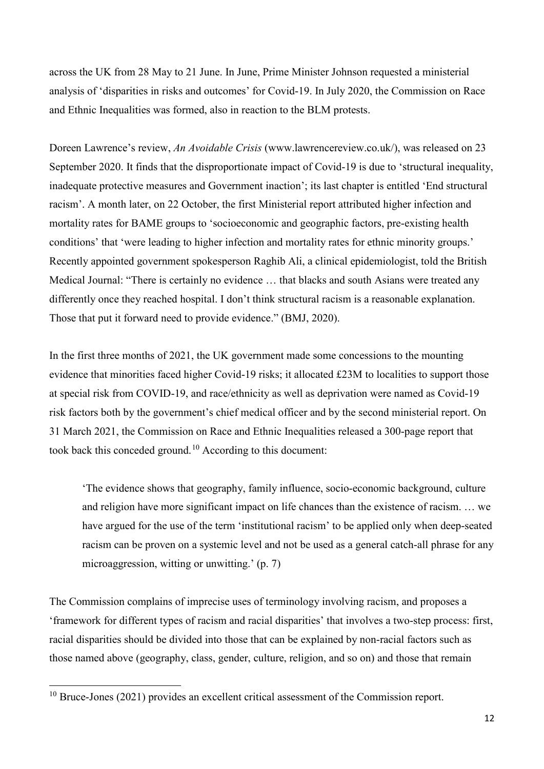across the UK from 28 May to 21 June. In June, Prime Minister Johnson requested a ministerial analysis of 'disparities in risks and outcomes' for Covid-19. In July 2020, the Commission on Race and Ethnic Inequalities was formed, also in reaction to the BLM protests.

Doreen Lawrence's review, *An Avoidable Crisis* (www.lawrencereview.co.uk/), was released on 23 September 2020. It finds that the disproportionate impact of Covid-19 is due to 'structural inequality, inadequate protective measures and Government inaction'; its last chapter is entitled 'End structural racism'. A month later, on 22 October, the first Ministerial report attributed higher infection and mortality rates for BAME groups to 'socioeconomic and geographic factors, pre-existing health conditions' that 'were leading to higher infection and mortality rates for ethnic minority groups.' Recently appointed government spokesperson Raghib Ali, a clinical epidemiologist, told the British Medical Journal: "There is certainly no evidence … that blacks and south Asians were treated any differently once they reached hospital. I don't think structural racism is a reasonable explanation. Those that put it forward need to provide evidence." (BMJ, 2020).

In the first three months of 2021, the UK government made some concessions to the mounting evidence that minorities faced higher Covid-19 risks; it allocated £23M to localities to support those at special risk from COVID-19, and race/ethnicity as well as deprivation were named as Covid-19 risk factors both by the government's chief medical officer and by the second ministerial report. On 31 March 2021, the Commission on Race and Ethnic Inequalities released a 300-page report that took back this conceded ground.[10] According to this document:

> 'The evidence shows that geography, family influence, socio-economic background, culture and religion have more significant impact on life chances than the existence of racism. … we have argued for the use of the term 'institutional racism' to be applied only when deep-seated racism can be proven on a systemic level and not be used as a general catch-all phrase for any microaggression, witting or unwitting.' (p. 7)

The Commission complains of imprecise uses of terminology involving racism, and proposes a 'framework for different types of racism and racial disparities' that involves a two-step process: first, racial disparities should be divided into those that can be explained by non-racial factors such as those named above (geography, class, gender, culture, religion, and so on) and those that remain

[10] Bruce-Jones (2021) provides an excellent critical assessment of the Commission report.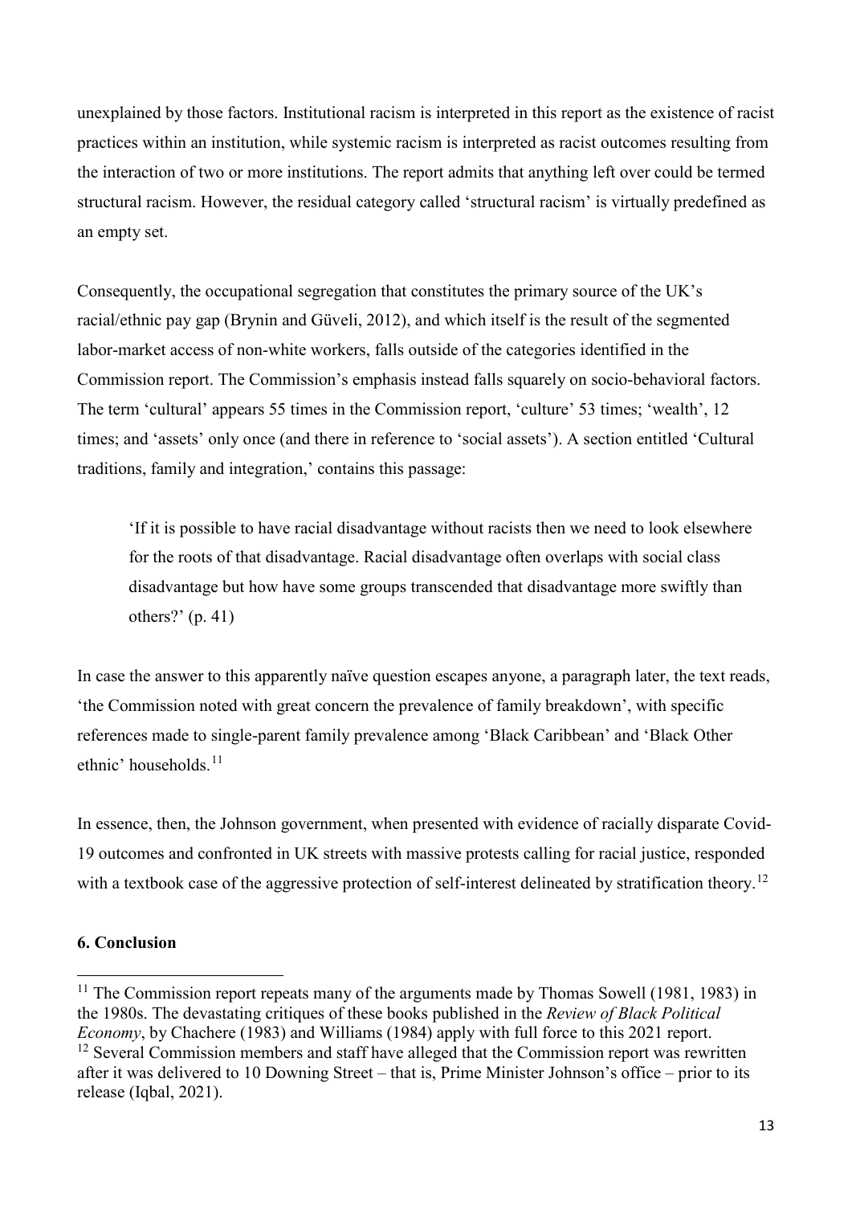unexplained by those factors. Institutional racism is interpreted in this report as the existence of racist practices within an institution, while systemic racism is interpreted as racist outcomes resulting from the interaction of two or more institutions. The report admits that anything left over could be termed structural racism. However, the residual category called 'structural racism' is virtually predefined as an empty set.

Consequently, the occupational segregation that constitutes the primary source of the UK's racial/ethnic pay gap (Brynin and Güveli, 2012), and which itself is the result of the segmented labor-market access of non-white workers, falls outside of the categories identified in the Commission report. The Commission's emphasis instead falls squarely on socio-behavioral factors. The term 'cultural' appears 55 times in the Commission report, 'culture' 53 times; 'wealth', 12 times; and 'assets' only once (and there in reference to 'social assets'). A section entitled 'Cultural traditions, family and integration,' contains this passage:

> 'If it is possible to have racial disadvantage without racists then we need to look elsewhere for the roots of that disadvantage. Racial disadvantage often overlaps with social class disadvantage but how have some groups transcended that disadvantage more swiftly than others?' (p. 41)

In case the answer to this apparently naïve question escapes anyone, a paragraph later, the text reads, 'the Commission noted with great concern the prevalence of family breakdown', with specific references made to single-parent family prevalence among 'Black Caribbean' and 'Black Other ethnic' households.[11]

In essence, then, the Johnson government, when presented with evidence of racially disparate Covid-19 outcomes and confronted in UK streets with massive protests calling for racial justice, responded with a textbook case of the aggressive protection of self-interest delineated by stratification theory.[12]

## 6. Conclusion

---

[11] The Commission report repeats many of the arguments made by Thomas Sowell (1981, 1983) in the 1980s. The devastating critiques of these books published in the *Review of Black Political Economy*, by Chachere (1983) and Williams (1984) apply with full force to this 2021 report.

[12] Several Commission members and staff have alleged that the Commission report was rewritten after it was delivered to 10 Downing Street – that is, Prime Minister Johnson's office – prior to its release (Iqbal, 2021).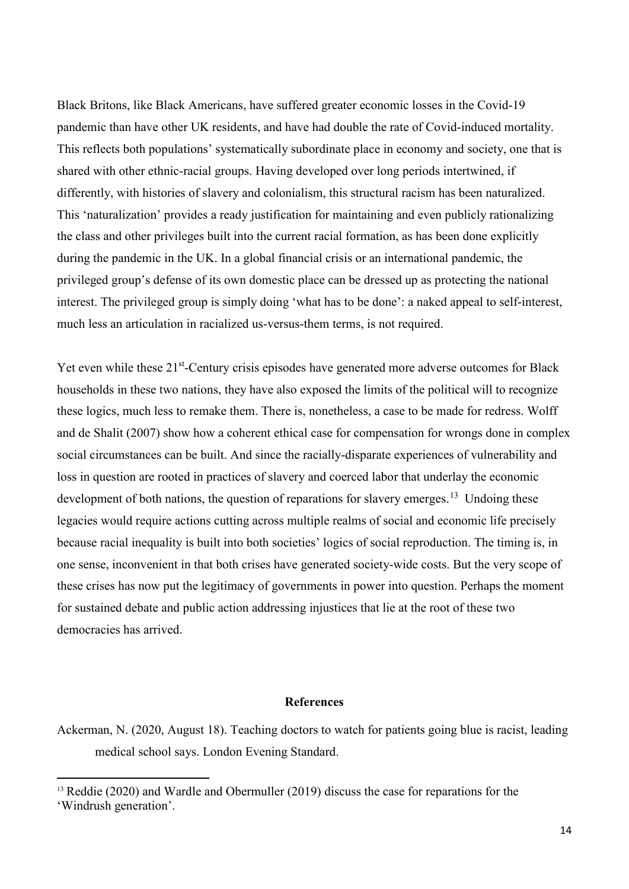Black Britons, like Black Americans, have suffered greater economic losses in the Covid-19 pandemic than have other UK residents, and have had double the rate of Covid-induced mortality. This reflects both populations' systematically subordinate place in economy and society, one that is shared with other ethnic-racial groups. Having developed over long periods intertwined, if differently, with histories of slavery and colonialism, this structural racism has been naturalized. This 'naturalization' provides a ready justification for maintaining and even publicly rationalizing the class and other privileges built into the current racial formation, as has been done explicitly during the pandemic in the UK. In a global financial crisis or an international pandemic, the privileged group's defense of its own domestic place can be dressed up as protecting the national interest. The privileged group is simply doing 'what has to be done': a naked appeal to self-interest, much less an articulation in racialized us-versus-them terms, is not required.

Yet even while these 21st-Century crisis episodes have generated more adverse outcomes for Black households in these two nations, they have also exposed the limits of the political will to recognize these logics, much less to remake them. There is, nonetheless, a case to be made for redress. Wolff and de Shalit (2007) show how a coherent ethical case for compensation for wrongs done in complex social circumstances can be built. And since the racially-disparate experiences of vulnerability and loss in question are rooted in practices of slavery and coerced labor that underlay the economic development of both nations, the question of reparations for slavery emerges.[13] Undoing these legacies would require actions cutting across multiple realms of social and economic life precisely because racial inequality is built into both societies' logics of social reproduction. The timing is, in one sense, inconvenient in that both crises have generated society-wide costs. But the very scope of these crises has now put the legitimacy of governments in power into question. Perhaps the moment for sustained debate and public action addressing injustices that lie at the root of these two democracies has arrived.

## References

Ackerman, N. (2020, August 18). Teaching doctors to watch for patients going blue is racist, leading medical school says. London Evening Standard.

[13] Reddie (2020) and Wardle and Obermuller (2019) discuss the case for reparations for the 'Windrush generation'.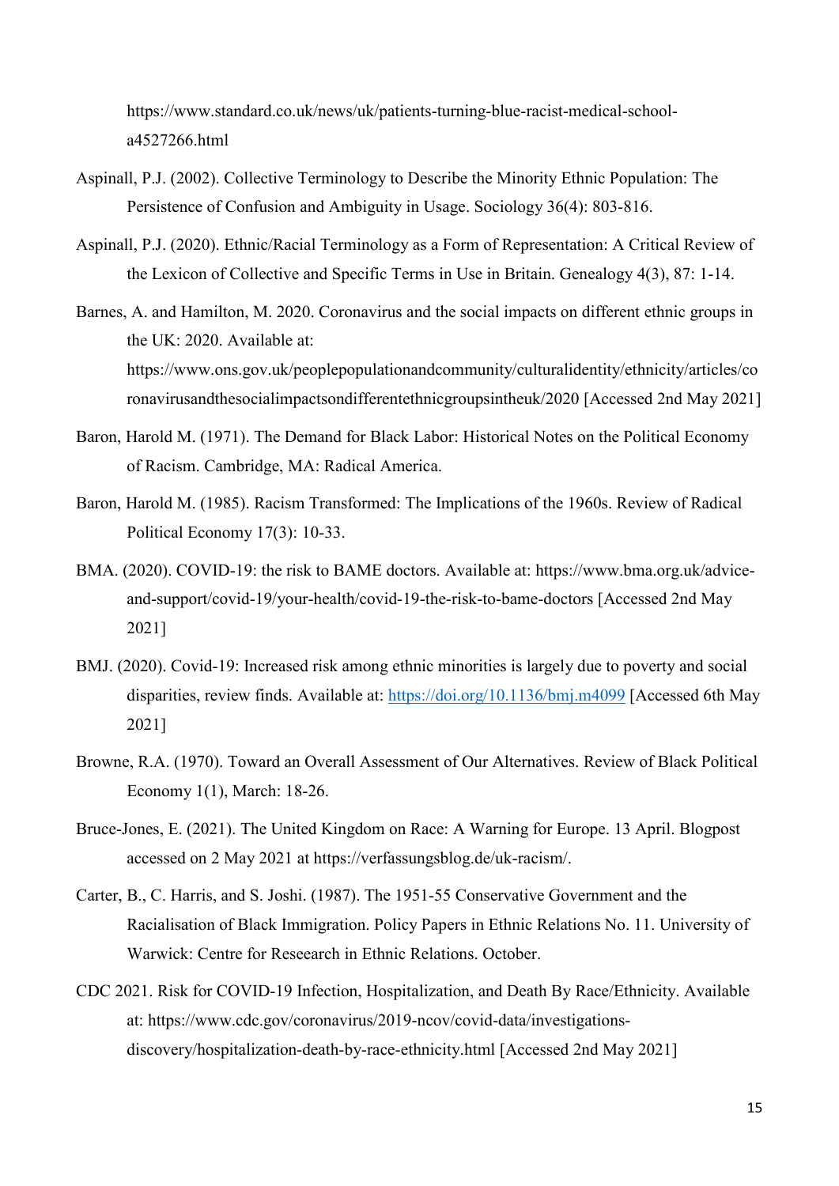https://www.standard.co.uk/news/uk/patients-turning-blue-racist-medical-school-a4527266.html

Aspinall, P.J. (2002). Collective Terminology to Describe the Minority Ethnic Population: The Persistence of Confusion and Ambiguity in Usage. Sociology 36(4): 803-816.

Aspinall, P.J. (2020). Ethnic/Racial Terminology as a Form of Representation: A Critical Review of the Lexicon of Collective and Specific Terms in Use in Britain. Genealogy 4(3), 87: 1-14.

Barnes, A. and Hamilton, M. 2020. Coronavirus and the social impacts on different ethnic groups in the UK: 2020. Available at: https://www.ons.gov.uk/peoplepopulationandcommunity/culturalidentity/ethnicity/articles/coronavirusandthesocialimpactsondifferentethnicgroupsintheuk/2020 [Accessed 2nd May 2021]

Baron, Harold M. (1971). The Demand for Black Labor: Historical Notes on the Political Economy of Racism. Cambridge, MA: Radical America.

Baron, Harold M. (1985). Racism Transformed: The Implications of the 1960s. Review of Radical Political Economy 17(3): 10-33.

BMA. (2020). COVID-19: the risk to BAME doctors. Available at: https://www.bma.org.uk/advice-and-support/covid-19/your-health/covid-19-the-risk-to-bame-doctors [Accessed 2nd May 2021]

BMJ. (2020). Covid-19: Increased risk among ethnic minorities is largely due to poverty and social disparities, review finds. Available at: https://doi.org/10.1136/bmj.m4099 [Accessed 6th May 2021]

Browne, R.A. (1970). Toward an Overall Assessment of Our Alternatives. Review of Black Political Economy 1(1), March: 18-26.

Bruce-Jones, E. (2021). The United Kingdom on Race: A Warning for Europe. 13 April. Blogpost accessed on 2 May 2021 at https://verfassungsblog.de/uk-racism/.

Carter, B., C. Harris, and S. Joshi. (1987). The 1951-55 Conservative Government and the Racialisation of Black Immigration. Policy Papers in Ethnic Relations No. 11. University of Warwick: Centre for Reseearch in Ethnic Relations. October.

CDC 2021. Risk for COVID-19 Infection, Hospitalization, and Death By Race/Ethnicity. Available at: https://www.cdc.gov/coronavirus/2019-ncov/covid-data/investigations-discovery/hospitalization-death-by-race-ethnicity.html [Accessed 2nd May 2021]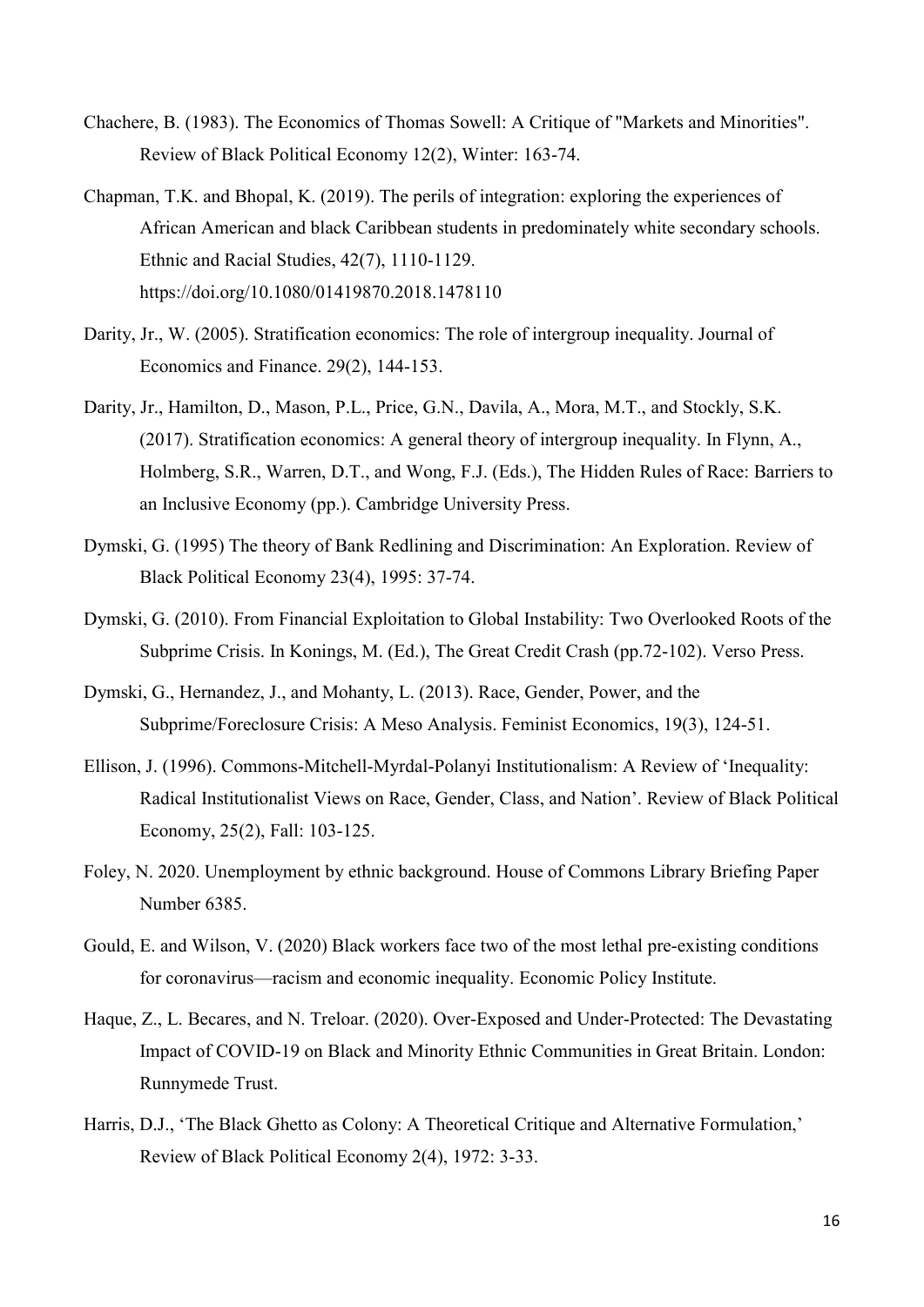Chachere, B. (1983). The Economics of Thomas Sowell: A Critique of "Markets and Minorities". Review of Black Political Economy 12(2), Winter: 163-74.

Chapman, T.K. and Bhopal, K. (2019). The perils of integration: exploring the experiences of African American and black Caribbean students in predominately white secondary schools. Ethnic and Racial Studies, 42(7), 1110-1129. https://doi.org/10.1080/01419870.2018.1478110

Darity, Jr., W. (2005). Stratification economics: The role of intergroup inequality. Journal of Economics and Finance. 29(2), 144-153.

Darity, Jr., Hamilton, D., Mason, P.L., Price, G.N., Davila, A., Mora, M.T., and Stockly, S.K. (2017). Stratification economics: A general theory of intergroup inequality. In Flynn, A., Holmberg, S.R., Warren, D.T., and Wong, F.J. (Eds.), The Hidden Rules of Race: Barriers to an Inclusive Economy (pp.). Cambridge University Press.

Dymski, G. (1995) The theory of Bank Redlining and Discrimination: An Exploration. Review of Black Political Economy 23(4), 1995: 37-74.

Dymski, G. (2010). From Financial Exploitation to Global Instability: Two Overlooked Roots of the Subprime Crisis. In Konings, M. (Ed.), The Great Credit Crash (pp.72-102). Verso Press.

Dymski, G., Hernandez, J., and Mohanty, L. (2013). Race, Gender, Power, and the Subprime/Foreclosure Crisis: A Meso Analysis. Feminist Economics, 19(3), 124-51.

Ellison, J. (1996). Commons-Mitchell-Myrdal-Polanyi Institutionalism: A Review of 'Inequality: Radical Institutionalist Views on Race, Gender, Class, and Nation'. Review of Black Political Economy, 25(2), Fall: 103-125.

Foley, N. 2020. Unemployment by ethnic background. House of Commons Library Briefing Paper Number 6385.

Gould, E. and Wilson, V. (2020) Black workers face two of the most lethal pre-existing conditions for coronavirus—racism and economic inequality. Economic Policy Institute.

Haque, Z., L. Becares, and N. Treloar. (2020). Over-Exposed and Under-Protected: The Devastating Impact of COVID-19 on Black and Minority Ethnic Communities in Great Britain. London: Runnymede Trust.

Harris, D.J., 'The Black Ghetto as Colony: A Theoretical Critique and Alternative Formulation,' Review of Black Political Economy 2(4), 1972: 3-33.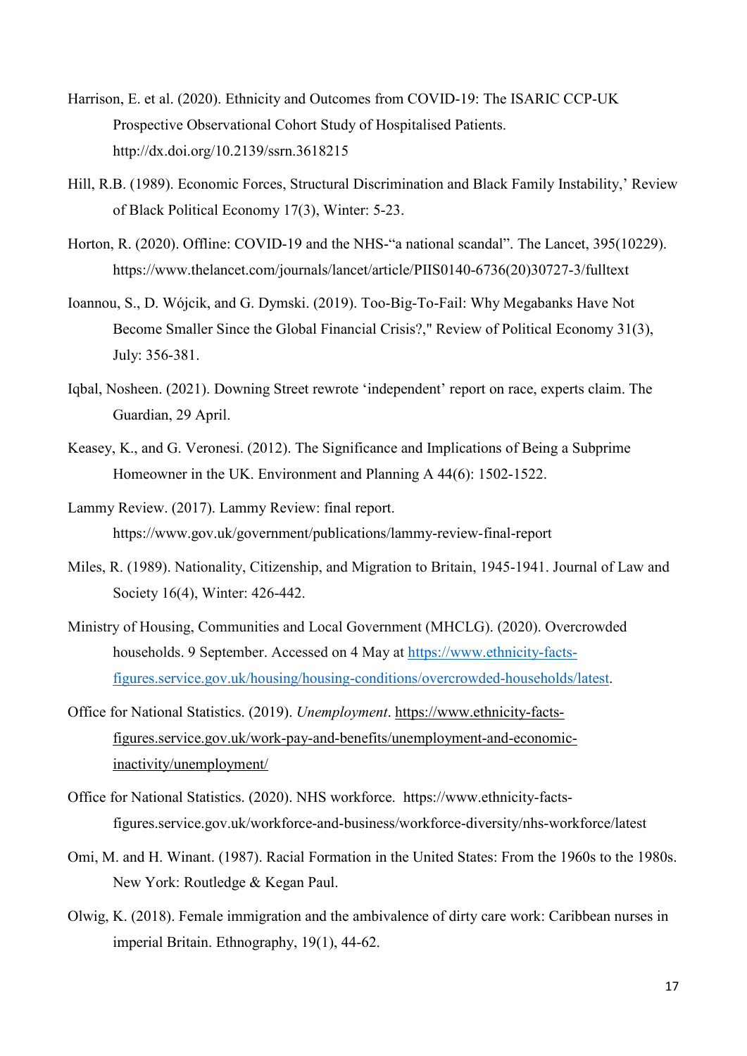Harrison, E. et al. (2020). Ethnicity and Outcomes from COVID-19: The ISARIC CCP-UK Prospective Observational Cohort Study of Hospitalised Patients. http://dx.doi.org/10.2139/ssrn.3618215

Hill, R.B. (1989). Economic Forces, Structural Discrimination and Black Family Instability,' Review of Black Political Economy 17(3), Winter: 5-23.

Horton, R. (2020). Offline: COVID-19 and the NHS-"a national scandal". The Lancet, 395(10229). https://www.thelancet.com/journals/lancet/article/PIIS0140-6736(20)30727-3/fulltext

Ioannou, S., D. Wójcik, and G. Dymski. (2019). Too-Big-To-Fail: Why Megabanks Have Not Become Smaller Since the Global Financial Crisis?," Review of Political Economy 31(3), July: 356-381.

Iqbal, Nosheen. (2021). Downing Street rewrote 'independent' report on race, experts claim. The Guardian, 29 April.

Keasey, K., and G. Veronesi. (2012). The Significance and Implications of Being a Subprime Homeowner in the UK. Environment and Planning A 44(6): 1502-1522.

Lammy Review. (2017). Lammy Review: final report. https://www.gov.uk/government/publications/lammy-review-final-report

Miles, R. (1989). Nationality, Citizenship, and Migration to Britain, 1945-1941. Journal of Law and Society 16(4), Winter: 426-442.

Ministry of Housing, Communities and Local Government (MHCLG). (2020). Overcrowded households. 9 September. Accessed on 4 May at https://www.ethnicity-facts-figures.service.gov.uk/housing/housing-conditions/overcrowded-households/latest.

Office for National Statistics. (2019). *Unemployment*. https://www.ethnicity-facts-figures.service.gov.uk/work-pay-and-benefits/unemployment-and-economic-inactivity/unemployment/

Office for National Statistics. (2020). NHS workforce. https://www.ethnicity-facts-figures.service.gov.uk/workforce-and-business/workforce-diversity/nhs-workforce/latest

Omi, M. and H. Winant. (1987). Racial Formation in the United States: From the 1960s to the 1980s. New York: Routledge & Kegan Paul.

Olwig, K. (2018). Female immigration and the ambivalence of dirty care work: Caribbean nurses in imperial Britain. Ethnography, 19(1), 44-62.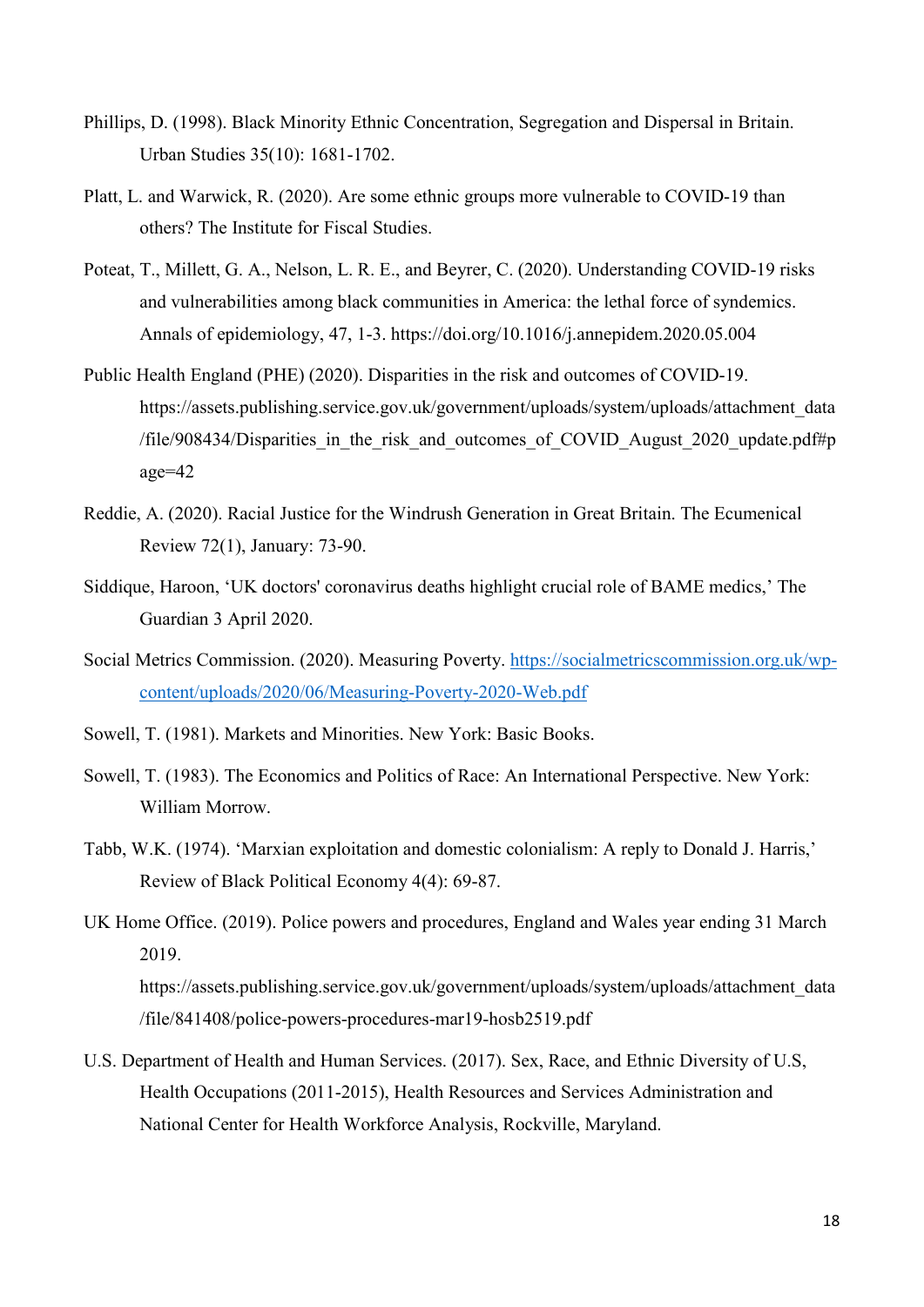Phillips, D. (1998). Black Minority Ethnic Concentration, Segregation and Dispersal in Britain. Urban Studies 35(10): 1681-1702.

Platt, L. and Warwick, R. (2020). Are some ethnic groups more vulnerable to COVID-19 than others? The Institute for Fiscal Studies.

Poteat, T., Millett, G. A., Nelson, L. R. E., and Beyrer, C. (2020). Understanding COVID-19 risks and vulnerabilities among black communities in America: the lethal force of syndemics. Annals of epidemiology, 47, 1-3. https://doi.org/10.1016/j.annepidem.2020.05.004

Public Health England (PHE) (2020). Disparities in the risk and outcomes of COVID-19. https://assets.publishing.service.gov.uk/government/uploads/system/uploads/attachment_data/file/908434/Disparities_in_the_risk_and_outcomes_of_COVID_August_2020_update.pdf#page=42

Reddie, A. (2020). Racial Justice for the Windrush Generation in Great Britain. The Ecumenical Review 72(1), January: 73-90.

Siddique, Haroon, 'UK doctors' coronavirus deaths highlight crucial role of BAME medics,' The Guardian 3 April 2020.

Social Metrics Commission. (2020). Measuring Poverty. [https://socialmetricscommission.org.uk/wp-content/uploads/2020/06/Measuring-Poverty-2020-Web.pdf](https://socialmetricscommission.org.uk/wp-content/uploads/2020/06/Measuring-Poverty-2020-Web.pdf)

Sowell, T. (1981). Markets and Minorities. New York: Basic Books.

Sowell, T. (1983). The Economics and Politics of Race: An International Perspective. New York: William Morrow.

Tabb, W.K. (1974). 'Marxian exploitation and domestic colonialism: A reply to Donald J. Harris,' Review of Black Political Economy 4(4): 69-87.

UK Home Office. (2019). Police powers and procedures, England and Wales year ending 31 March 2019. https://assets.publishing.service.gov.uk/government/uploads/system/uploads/attachment_data/file/841408/police-powers-procedures-mar19-hosb2519.pdf

U.S. Department of Health and Human Services. (2017). Sex, Race, and Ethnic Diversity of U.S, Health Occupations (2011-2015), Health Resources and Services Administration and National Center for Health Workforce Analysis, Rockville, Maryland.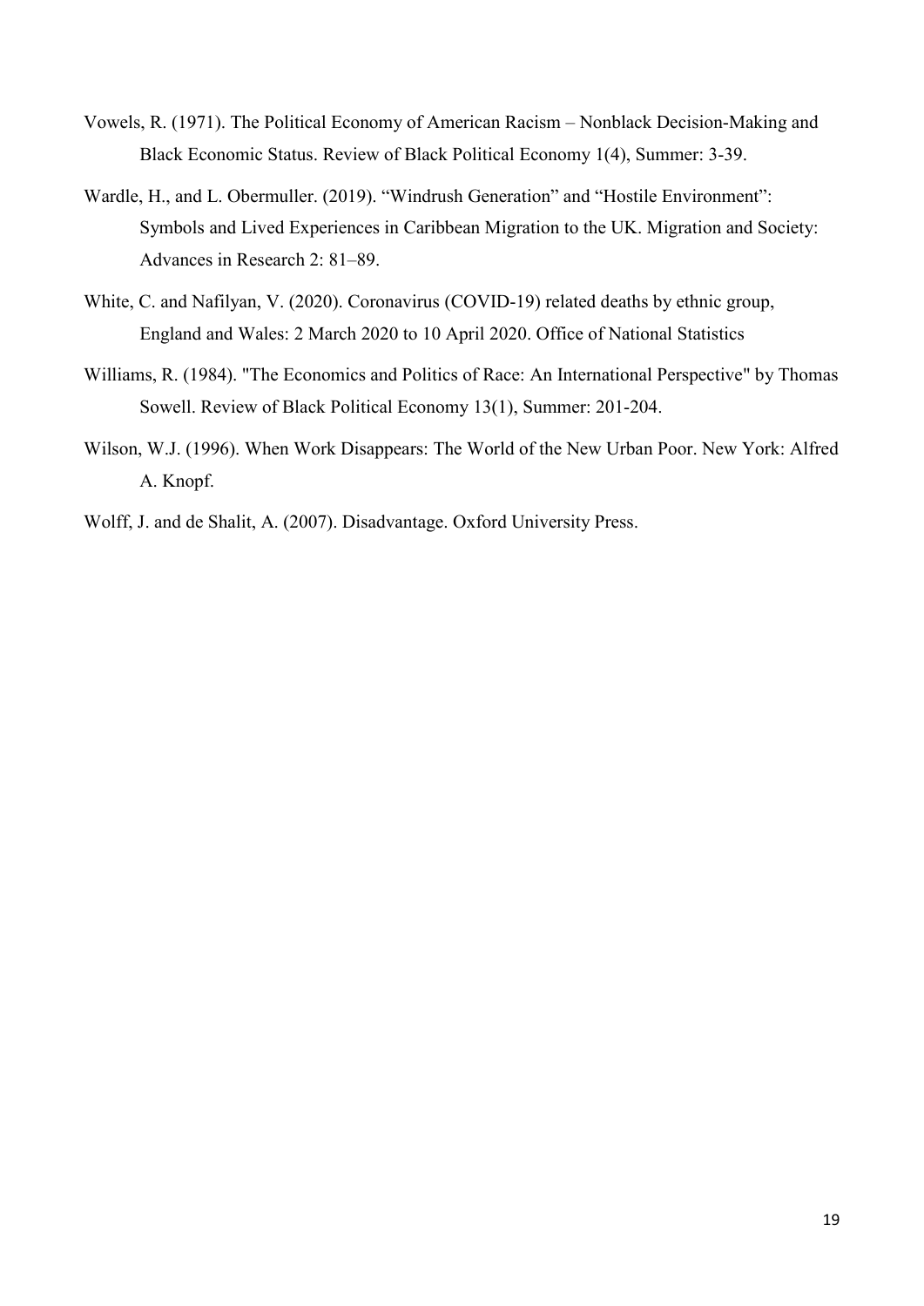Vowels, R. (1971). The Political Economy of American Racism – Nonblack Decision-Making and Black Economic Status. Review of Black Political Economy 1(4), Summer: 3-39.

Wardle, H., and L. Obermuller. (2019). "Windrush Generation" and "Hostile Environment": Symbols and Lived Experiences in Caribbean Migration to the UK. Migration and Society: Advances in Research 2: 81–89.

White, C. and Nafilyan, V. (2020). Coronavirus (COVID-19) related deaths by ethnic group, England and Wales: 2 March 2020 to 10 April 2020. Office of National Statistics

Williams, R. (1984). "The Economics and Politics of Race: An International Perspective" by Thomas Sowell. Review of Black Political Economy 13(1), Summer: 201-204.

Wilson, W.J. (1996). When Work Disappears: The World of the New Urban Poor. New York: Alfred A. Knopf.

Wolff, J. and de Shalit, A. (2007). Disadvantage. Oxford University Press.